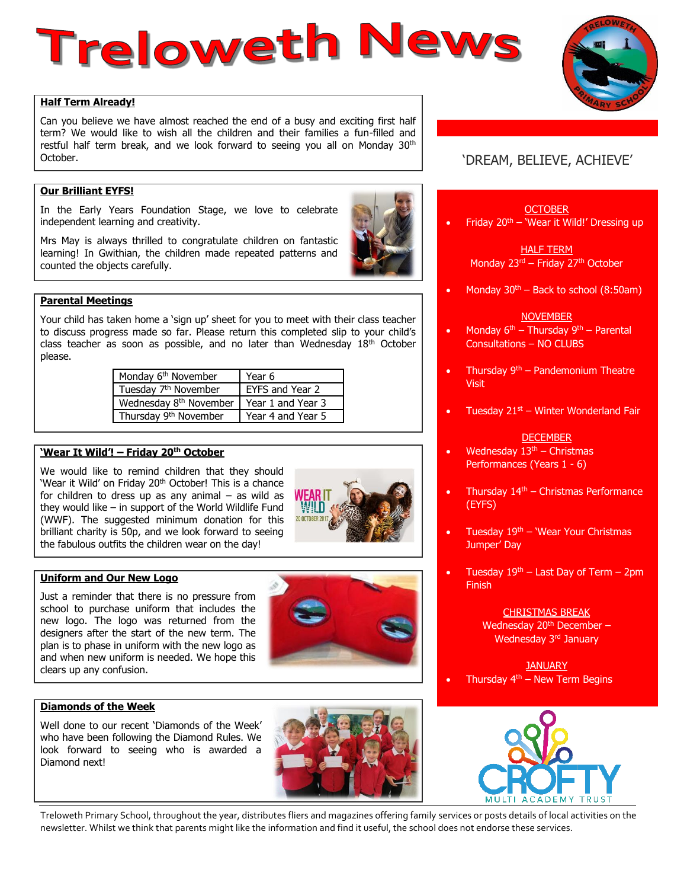# Treloweth News

'DREAM, BELIEVE, ACHIEVE'

## Half Term Already!

Can you believe we have almost reached the end of a busy and exciting first half term? We would like to wish all the children and their families a fun-filled and restful half term break, and we look forward to seeing you all on Monday 30th October.

## Our Brilliant EYFS!

In the Early Years Foundation Stage, we love to celebrate independent learning and creativity.

Mrs May is always thrilled to congratulate children on fantastic learning! In Gwithian, the children made repeated patterns and counted the objects carefully.

## Parental Meetings

Your child has taken home a 'sign up' sheet for you to meet with their class teacher to discuss progress made so far. Please return this completed slip to your child's class teacher as soon as possible, and no later than Wednesday 18th October please.

| Date | Year |
| --- | --- |
| Monday 6th November | Year 6 |
| Tuesday 7th November | EYFS and Year 2 |
| Wednesday 8th November | Year 1 and Year 3 |
| Thursday 9th November | Year 4 and Year 5 |

## 'Wear It Wild'! – Friday 20th October

We would like to remind children that they should 'Wear it Wild' on Friday 20th October! This is a chance for children to dress up as any animal – as wild as they would like – in support of the World Wildlife Fund (WWF). The suggested minimum donation for this brilliant charity is 50p, and we look forward to seeing the fabulous outfits the children wear on the day!

## Uniform and Our New Logo

Just a reminder that there is no pressure from school to purchase uniform that includes the new logo. The logo was returned from the designers after the start of the new term. The plan is to phase in uniform with the new logo as and when new uniform is needed. We hope this clears up any confusion.

## Diamonds of the Week

Well done to our recent 'Diamonds of the Week' who have been following the Diamond Rules. We look forward to seeing who is awarded a Diamond next!

---

**OCTOBER**
- Friday 20th – 'Wear it Wild!' Dressing up

**HALF TERM**
Monday 23rd – Friday 27th October

- Monday 30th – Back to school (8:50am)

**NOVEMBER**
- Monday 6th – Thursday 9th – Parental Consultations – NO CLUBS
- Thursday 9th – Pandemonium Theatre Visit
- Tuesday 21st – Winter Wonderland Fair

**DECEMBER**
- Wednesday 13th – Christmas Performances (Years 1 - 6)
- Thursday 14th – Christmas Performance (EYFS)
- Tuesday 19th – 'Wear Your Christmas Jumper' Day
- Tuesday 19th – Last Day of Term – 2pm Finish

**CHRISTMAS BREAK**
Wednesday 20th December – Wednesday 3rd January

**JANUARY**
- Thursday 4th – New Term Begins

CROFTY MULTI ACADEMY TRUST

---

Treloweth Primary School, throughout the year, distributes fliers and magazines offering family services or posts details of local activities on the newsletter. Whilst we think that parents might like the information and find it useful, the school does not endorse these services.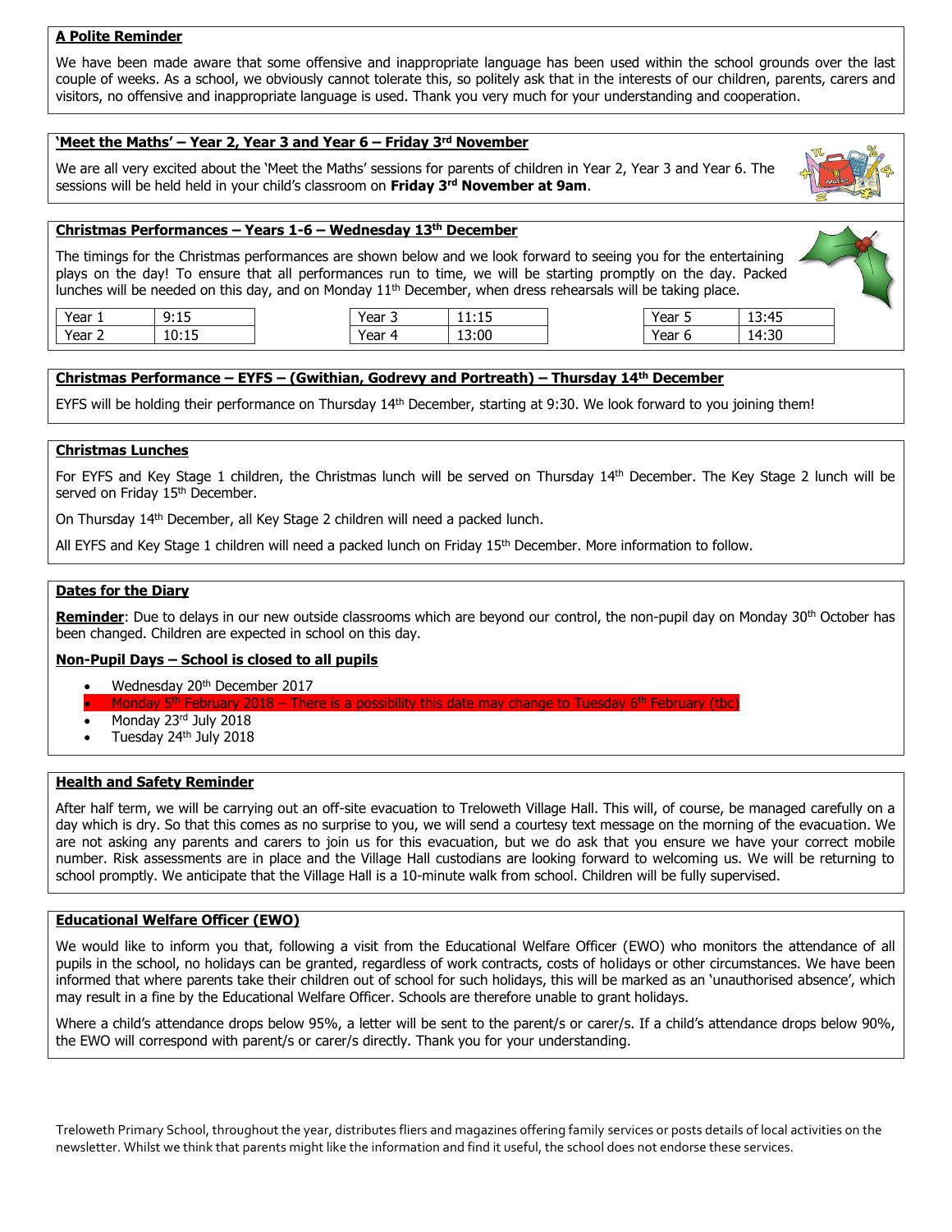## A Polite Reminder

We have been made aware that some offensive and inappropriate language has been used within the school grounds over the last couple of weeks. As a school, we obviously cannot tolerate this, so politely ask that in the interests of our children, parents, carers and visitors, no offensive and inappropriate language is used. Thank you very much for your understanding and cooperation.

## 'Meet the Maths' – Year 2, Year 3 and Year 6 – Friday 3rd November

We are all very excited about the 'Meet the Maths' sessions for parents of children in Year 2, Year 3 and Year 6. The sessions will be held held in your child's classroom on **Friday 3rd November at 9am**.

## Christmas Performances – Years 1-6 – Wednesday 13th December

The timings for the Christmas performances are shown below and we look forward to seeing you for the entertaining plays on the day! To ensure that all performances run to time, we will be starting promptly on the day. Packed lunches will be needed on this day, and on Monday 11th December, when dress rehearsals will be taking place.

| | | | | | |
|---|---|---|---|---|---|
| Year 1 | 9:15 | Year 3 | 11:15 | Year 5 | 13:45 |
| Year 2 | 10:15 | Year 4 | 13:00 | Year 6 | 14:30 |

## Christmas Performance – EYFS – (Gwithian, Godrevy and Portreath) – Thursday 14th December

EYFS will be holding their performance on Thursday 14th December, starting at 9:30. We look forward to you joining them!

## Christmas Lunches

For EYFS and Key Stage 1 children, the Christmas lunch will be served on Thursday 14th December. The Key Stage 2 lunch will be served on Friday 15th December.

On Thursday 14th December, all Key Stage 2 children will need a packed lunch.

All EYFS and Key Stage 1 children will need a packed lunch on Friday 15th December. More information to follow.

## Dates for the Diary

**Reminder**: Due to delays in our new outside classrooms which are beyond our control, the non-pupil day on Monday 30th October has been changed. Children are expected in school on this day.

**Non-Pupil Days – School is closed to all pupils**

- Wednesday 20th December 2017
- Monday 5th February 2018 – There is a possibility this date may change to Tuesday 6th February (tbc)
- Monday 23rd July 2018
- Tuesday 24th July 2018

## Health and Safety Reminder

After half term, we will be carrying out an off-site evacuation to Treloweth Village Hall. This will, of course, be managed carefully on a day which is dry. So that this comes as no surprise to you, we will send a courtesy text message on the morning of the evacuation. We are not asking any parents and carers to join us for this evacuation, but we do ask that you ensure we have your correct mobile number. Risk assessments are in place and the Village Hall custodians are looking forward to welcoming us. We will be returning to school promptly. We anticipate that the Village Hall is a 10-minute walk from school. Children will be fully supervised.

## Educational Welfare Officer (EWO)

We would like to inform you that, following a visit from the Educational Welfare Officer (EWO) who monitors the attendance of all pupils in the school, no holidays can be granted, regardless of work contracts, costs of holidays or other circumstances. We have been informed that where parents take their children out of school for such holidays, this will be marked as an 'unauthorised absence', which may result in a fine by the Educational Welfare Officer. Schools are therefore unable to grant holidays.

Where a child's attendance drops below 95%, a letter will be sent to the parent/s or carer/s. If a child's attendance drops below 90%, the EWO will correspond with parent/s or carer/s directly. Thank you for your understanding.

Treloweth Primary School, throughout the year, distributes fliers and magazines offering family services or posts details of local activities on the newsletter. Whilst we think that parents might like the information and find it useful, the school does not endorse these services.